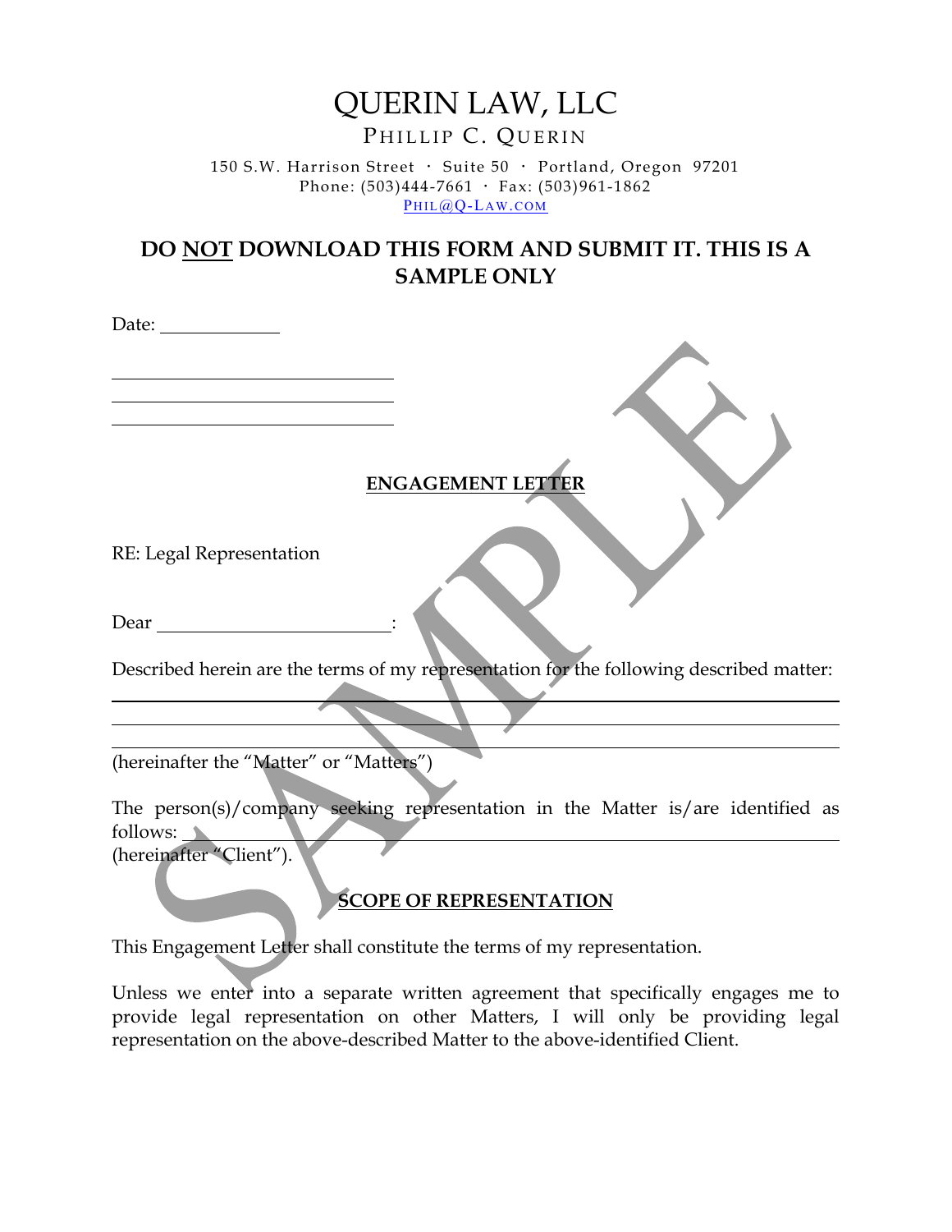# QUERIN LAW, LLC

PHILLIP C. QUERIN

150 S.W. Harrison Street · Suite 50 · Portland, Oregon 97201
Phone: (503)444-7661 · Fax: (503)961-1862
PHIL@Q-LAW.COM

## DO NOT DOWNLOAD THIS FORM AND SUBMIT IT. THIS IS A SAMPLE ONLY

Date: ____________

______________________________
______________________________
______________________________

**ENGAGEMENT LETTER**

RE: Legal Representation

Dear ________________________:

Described herein are the terms of my representation for the following described matter:

______________________________________________________________________________
______________________________________________________________________________
______________________________________________________________________________
(hereinafter the "Matter" or "Matters")

The person(s)/company seeking representation in the Matter is/are identified as follows: ______________________________________________________________
(hereinafter "Client").

**SCOPE OF REPRESENTATION**

This Engagement Letter shall constitute the terms of my representation.

Unless we enter into a separate written agreement that specifically engages me to provide legal representation on other Matters, I will only be providing legal representation on the above-described Matter to the above-identified Client.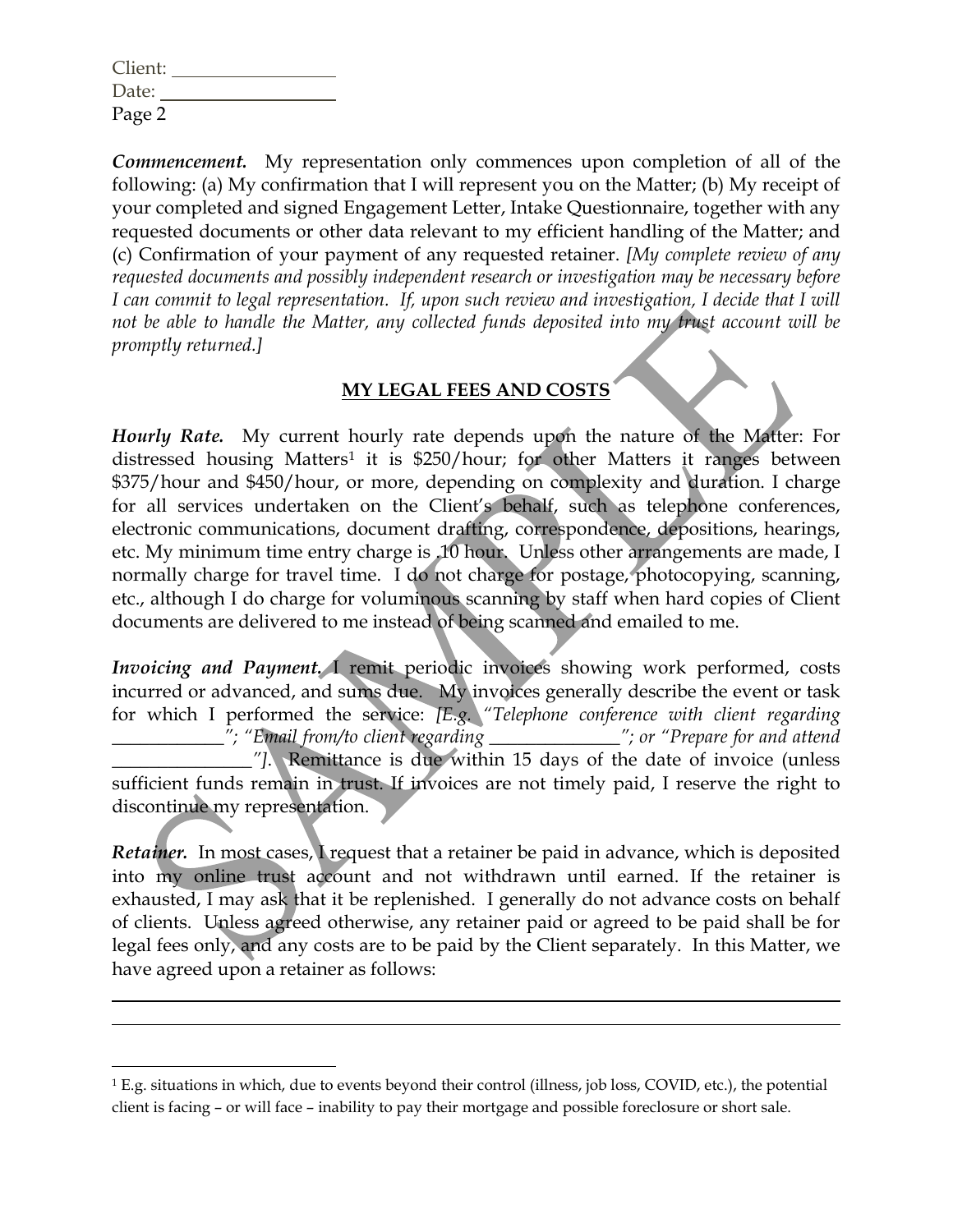Client: ________________
Date: ________________
Page 2

***Commencement.*** My representation only commences upon completion of all of the following: (a) My confirmation that I will represent you on the Matter; (b) My receipt of your completed and signed Engagement Letter, Intake Questionnaire, together with any requested documents or other data relevant to my efficient handling of the Matter; and (c) Confirmation of your payment of any requested retainer. *[My complete review of any requested documents and possibly independent research or investigation may be necessary before I can commit to legal representation. If, upon such review and investigation, I decide that I will not be able to handle the Matter, any collected funds deposited into my trust account will be promptly returned.]*

## MY LEGAL FEES AND COSTS

***Hourly Rate.*** My current hourly rate depends upon the nature of the Matter: For distressed housing Matters[1] it is $250/hour; for other Matters it ranges between $375/hour and $450/hour, or more, depending on complexity and duration. I charge for all services undertaken on the Client's behalf, such as telephone conferences, electronic communications, document drafting, correspondence, depositions, hearings, etc. My minimum time entry charge is .10 hour. Unless other arrangements are made, I normally charge for travel time. I do not charge for postage, photocopying, scanning, etc., although I do charge for voluminous scanning by staff when hard copies of Client documents are delivered to me instead of being scanned and emailed to me.

***Invoicing and Payment.*** I remit periodic invoices showing work performed, costs incurred or advanced, and sums due. My invoices generally describe the event or task for which I performed the service: *[E.g. "Telephone conference with client regarding ____________"; "Email from/to client regarding ______________"; or "Prepare for and attend _______________"].* Remittance is due within 15 days of the date of invoice (unless sufficient funds remain in trust. If invoices are not timely paid, I reserve the right to discontinue my representation.

***Retainer.*** In most cases, I request that a retainer be paid in advance, which is deposited into my online trust account and not withdrawn until earned. If the retainer is exhausted, I may ask that it be replenished. I generally do not advance costs on behalf of clients. Unless agreed otherwise, any retainer paid or agreed to be paid shall be for legal fees only, and any costs are to be paid by the Client separately. In this Matter, we have agreed upon a retainer as follows:

______________________________________________________________________________

______________________________________________________________________________

[1] E.g. situations in which, due to events beyond their control (illness, job loss, COVID, etc.), the potential client is facing – or will face – inability to pay their mortgage and possible foreclosure or short sale.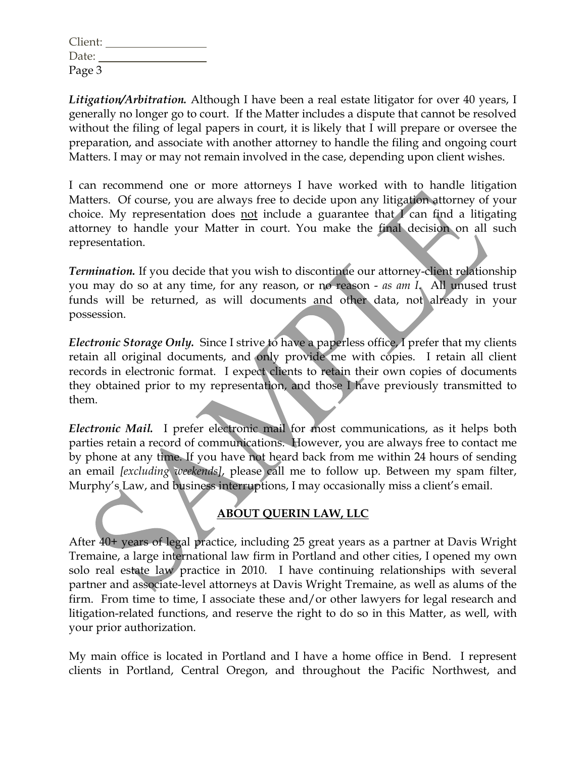Client: \_\_\_\_\_\_\_\_\_\_\_\_\_\_\_\_
Date: \_\_\_\_\_\_\_\_\_\_\_\_\_\_\_\_\_\_

***Litigation/Arbitration.*** Although I have been a real estate litigator for over 40 years, I generally no longer go to court. If the Matter includes a dispute that cannot be resolved without the filing of legal papers in court, it is likely that I will prepare or oversee the preparation, and associate with another attorney to handle the filing and ongoing court Matters. I may or may not remain involved in the case, depending upon client wishes.

I can recommend one or more attorneys I have worked with to handle litigation Matters. Of course, you are always free to decide upon any litigation attorney of your choice. My representation does <u>not</u> include a guarantee that I can find a litigating attorney to handle your Matter in court. You make the final decision on all such representation.

***Termination.*** If you decide that you wish to discontinue our attorney-client relationship you may do so at any time, for any reason, or no reason - *as am I*. All unused trust funds will be returned, as will documents and other data, not already in your possession.

***Electronic Storage Only.*** Since I strive to have a paperless office, I prefer that my clients retain all original documents, and only provide me with copies. I retain all client records in electronic format. I expect clients to retain their own copies of documents they obtained prior to my representation, and those I have previously transmitted to them.

***Electronic Mail.*** I prefer electronic mail for most communications, as it helps both parties retain a record of communications. However, you are always free to contact me by phone at any time. If you have not heard back from me within 24 hours of sending an email *[excluding weekends]*, please call me to follow up. Between my spam filter, Murphy's Law, and business interruptions, I may occasionally miss a client's email.

## <u>ABOUT QUERIN LAW, LLC</u>

After 40+ years of legal practice, including 25 great years as a partner at Davis Wright Tremaine, a large international law firm in Portland and other cities, I opened my own solo real estate law practice in 2010. I have continuing relationships with several partner and associate-level attorneys at Davis Wright Tremaine, as well as alums of the firm. From time to time, I associate these and/or other lawyers for legal research and litigation-related functions, and reserve the right to do so in this Matter, as well, with your prior authorization.

My main office is located in Portland and I have a home office in Bend. I represent clients in Portland, Central Oregon, and throughout the Pacific Northwest, and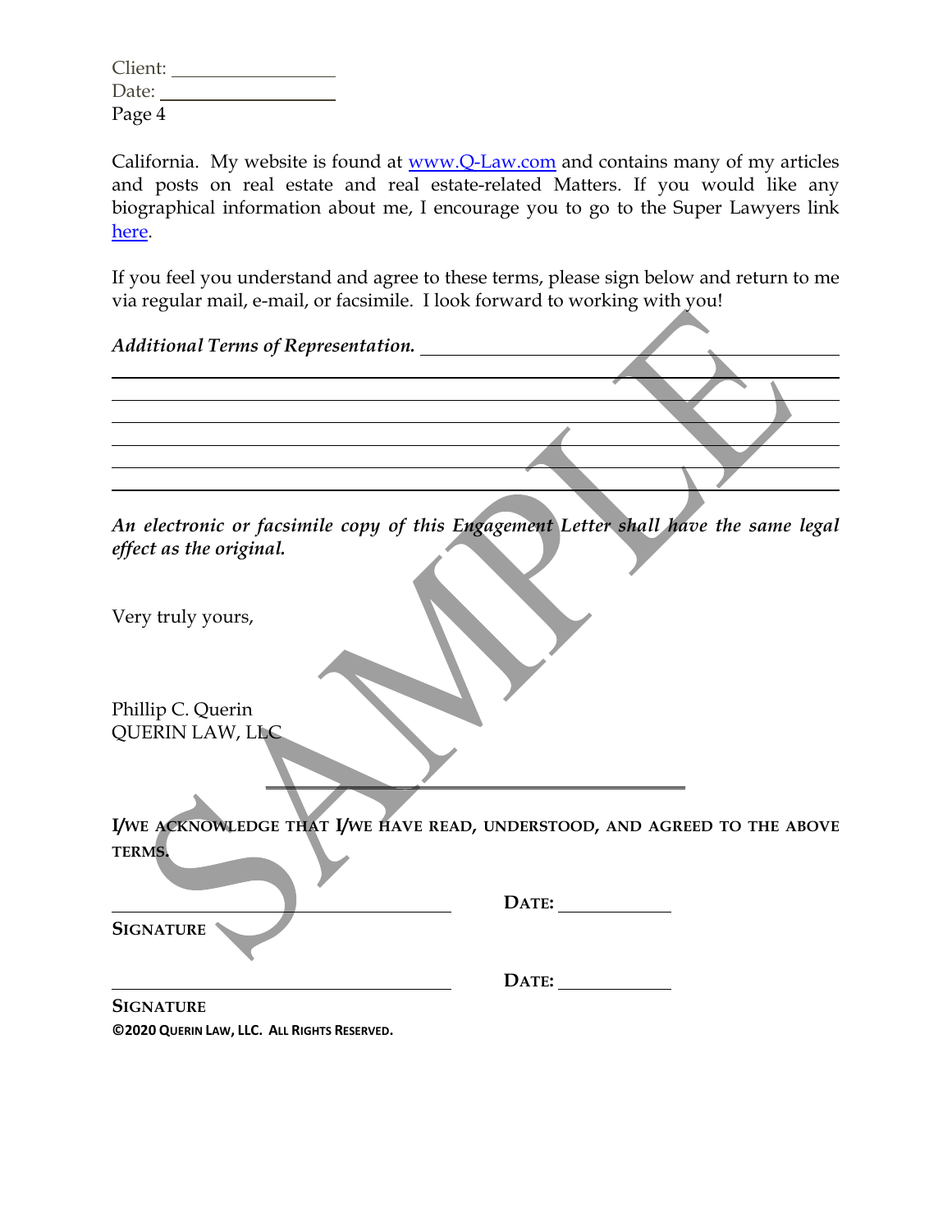Client: ______________
Date: ______________

California. My website is found at [www.Q-Law.com](http://www.Q-Law.com) and contains many of my articles and posts on real estate and real estate-related Matters. If you would like any biographical information about me, I encourage you to go to the Super Lawyers link [here](here).

If you feel you understand and agree to these terms, please sign below and return to me via regular mail, e-mail, or facsimile. I look forward to working with you!

***Additional Terms of Representation.*** ______________________________________________

______________________________________________________________________

______________________________________________________________________

______________________________________________________________________

______________________________________________________________________

______________________________________________________________________

______________________________________________________________________

***An electronic or facsimile copy of this Engagement Letter shall have the same legal effect as the original.***

Very truly yours,

Phillip C. Querin
QUERIN LAW, LLC

______________________________________________

**I/WE ACKNOWLEDGE THAT I/WE HAVE READ, UNDERSTOOD, AND AGREED TO THE ABOVE TERMS.**

______________________________ **DATE:** ____________
**SIGNATURE**

______________________________ **DATE:** ____________
**SIGNATURE**

**©2020 QUERIN LAW, LLC. ALL RIGHTS RESERVED.**